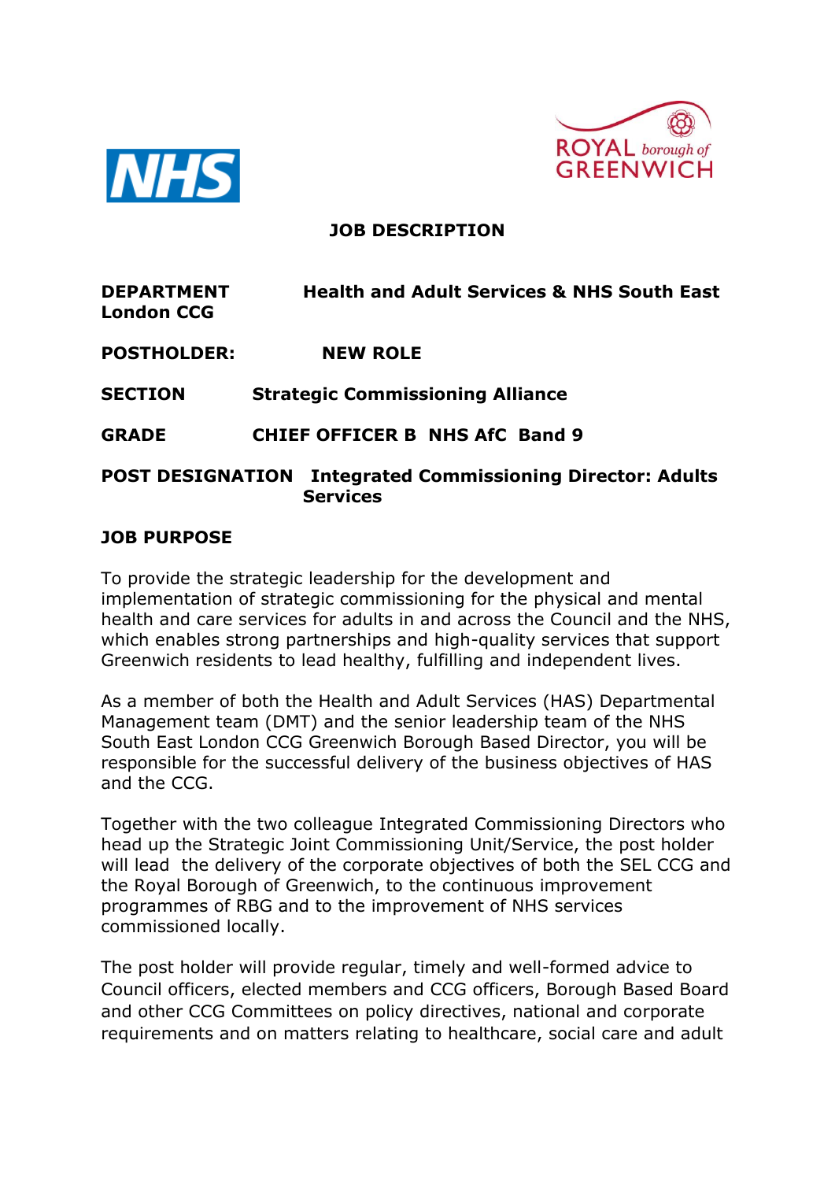# JOB DESCRIPTION

**DEPARTMENT** **Health and Adult Services & NHS South East London CCG**

**POSTHOLDER:** **NEW ROLE**

**SECTION** **Strategic Commissioning Alliance**

**GRADE** **CHIEF OFFICER B NHS AfC Band 9**

**POST DESIGNATION** **Integrated Commissioning Director: Adults Services**

## JOB PURPOSE

To provide the strategic leadership for the development and implementation of strategic commissioning for the physical and mental health and care services for adults in and across the Council and the NHS, which enables strong partnerships and high-quality services that support Greenwich residents to lead healthy, fulfilling and independent lives.

As a member of both the Health and Adult Services (HAS) Departmental Management team (DMT) and the senior leadership team of the NHS South East London CCG Greenwich Borough Based Director, you will be responsible for the successful delivery of the business objectives of HAS and the CCG.

Together with the two colleague Integrated Commissioning Directors who head up the Strategic Joint Commissioning Unit/Service, the post holder will lead the delivery of the corporate objectives of both the SEL CCG and the Royal Borough of Greenwich, to the continuous improvement programmes of RBG and to the improvement of NHS services commissioned locally.

The post holder will provide regular, timely and well-formed advice to Council officers, elected members and CCG officers, Borough Based Board and other CCG Committees on policy directives, national and corporate requirements and on matters relating to healthcare, social care and adult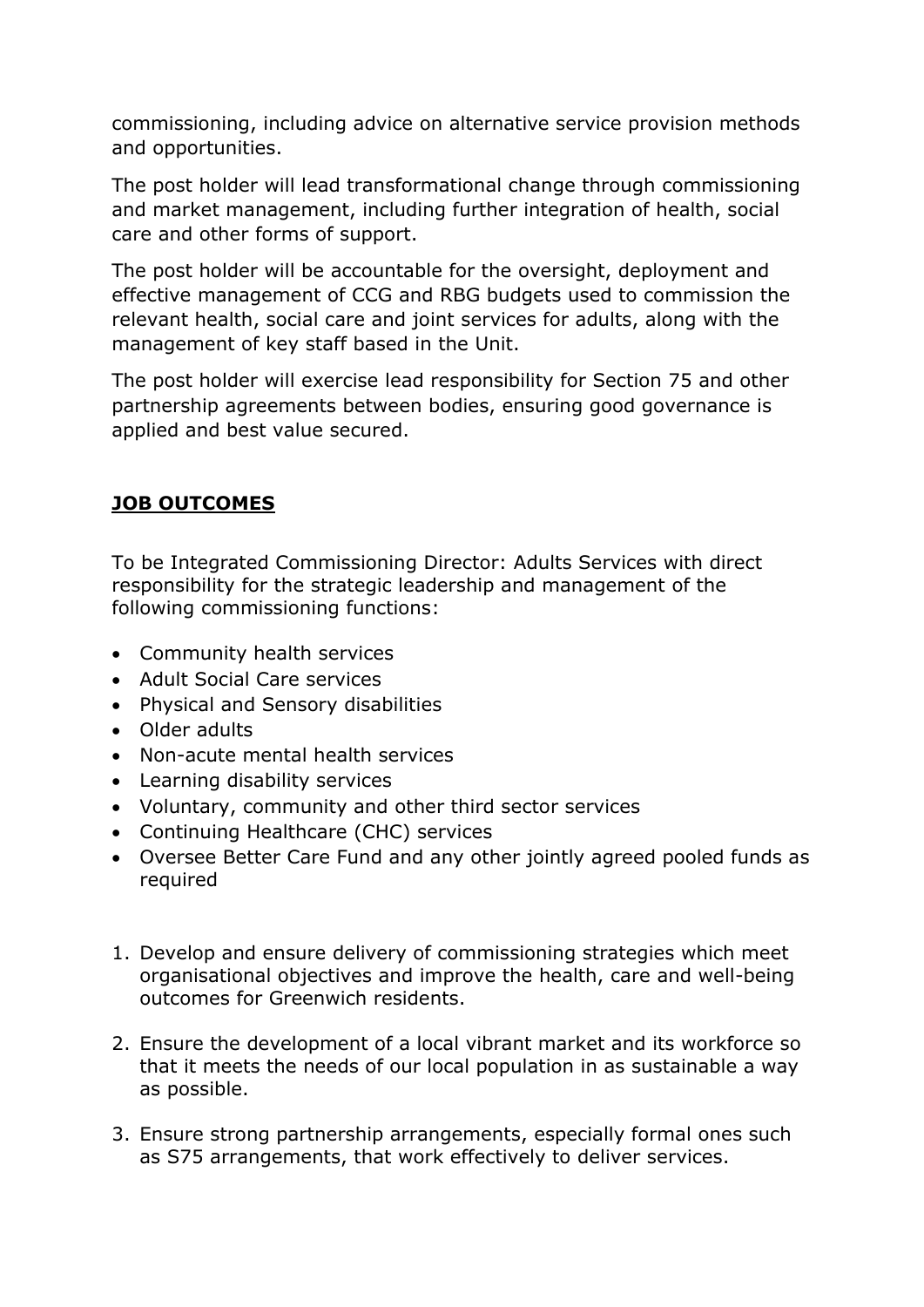commissioning, including advice on alternative service provision methods and opportunities.

The post holder will lead transformational change through commissioning and market management, including further integration of health, social care and other forms of support.

The post holder will be accountable for the oversight, deployment and effective management of CCG and RBG budgets used to commission the relevant health, social care and joint services for adults, along with the management of key staff based in the Unit.

The post holder will exercise lead responsibility for Section 75 and other partnership agreements between bodies, ensuring good governance is applied and best value secured.

## **JOB OUTCOMES**

To be Integrated Commissioning Director: Adults Services with direct responsibility for the strategic leadership and management of the following commissioning functions:

- Community health services
- Adult Social Care services
- Physical and Sensory disabilities
- Older adults
- Non-acute mental health services
- Learning disability services
- Voluntary, community and other third sector services
- Continuing Healthcare (CHC) services
- Oversee Better Care Fund and any other jointly agreed pooled funds as required

1. Develop and ensure delivery of commissioning strategies which meet organisational objectives and improve the health, care and well-being outcomes for Greenwich residents.

2. Ensure the development of a local vibrant market and its workforce so that it meets the needs of our local population in as sustainable a way as possible.

3. Ensure strong partnership arrangements, especially formal ones such as S75 arrangements, that work effectively to deliver services.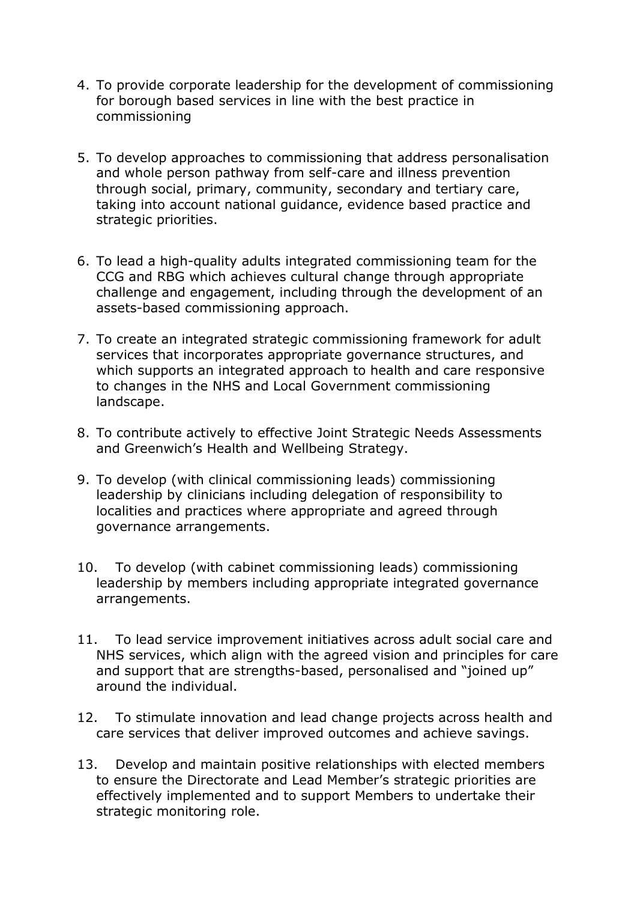4. To provide corporate leadership for the development of commissioning for borough based services in line with the best practice in commissioning

5. To develop approaches to commissioning that address personalisation and whole person pathway from self-care and illness prevention through social, primary, community, secondary and tertiary care, taking into account national guidance, evidence based practice and strategic priorities.

6. To lead a high-quality adults integrated commissioning team for the CCG and RBG which achieves cultural change through appropriate challenge and engagement, including through the development of an assets-based commissioning approach.

7. To create an integrated strategic commissioning framework for adult services that incorporates appropriate governance structures, and which supports an integrated approach to health and care responsive to changes in the NHS and Local Government commissioning landscape.

8. To contribute actively to effective Joint Strategic Needs Assessments and Greenwich's Health and Wellbeing Strategy.

9. To develop (with clinical commissioning leads) commissioning leadership by clinicians including delegation of responsibility to localities and practices where appropriate and agreed through governance arrangements.

10. To develop (with cabinet commissioning leads) commissioning leadership by members including appropriate integrated governance arrangements.

11. To lead service improvement initiatives across adult social care and NHS services, which align with the agreed vision and principles for care and support that are strengths-based, personalised and "joined up" around the individual.

12. To stimulate innovation and lead change projects across health and care services that deliver improved outcomes and achieve savings.

13. Develop and maintain positive relationships with elected members to ensure the Directorate and Lead Member's strategic priorities are effectively implemented and to support Members to undertake their strategic monitoring role.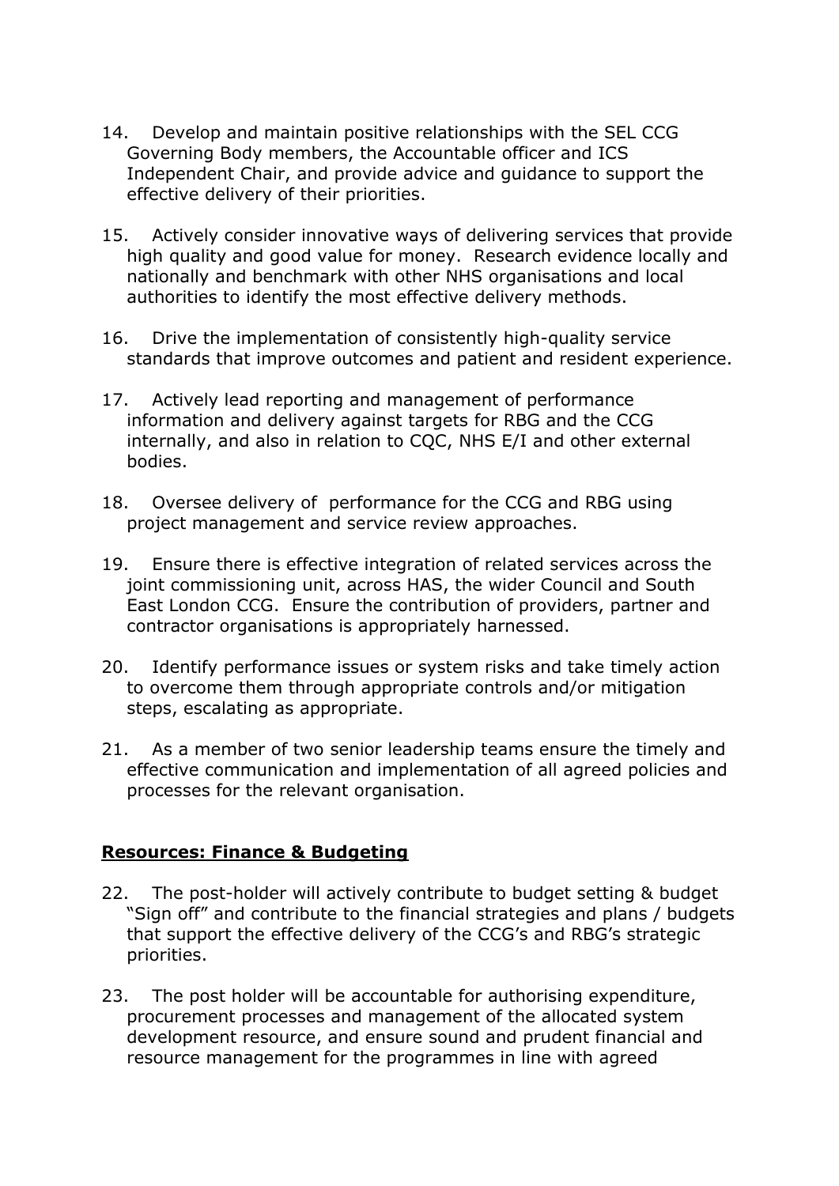14. Develop and maintain positive relationships with the SEL CCG Governing Body members, the Accountable officer and ICS Independent Chair, and provide advice and guidance to support the effective delivery of their priorities.

15. Actively consider innovative ways of delivering services that provide high quality and good value for money. Research evidence locally and nationally and benchmark with other NHS organisations and local authorities to identify the most effective delivery methods.

16. Drive the implementation of consistently high-quality service standards that improve outcomes and patient and resident experience.

17. Actively lead reporting and management of performance information and delivery against targets for RBG and the CCG internally, and also in relation to CQC, NHS E/I and other external bodies.

18. Oversee delivery of performance for the CCG and RBG using project management and service review approaches.

19. Ensure there is effective integration of related services across the joint commissioning unit, across HAS, the wider Council and South East London CCG. Ensure the contribution of providers, partner and contractor organisations is appropriately harnessed.

20. Identify performance issues or system risks and take timely action to overcome them through appropriate controls and/or mitigation steps, escalating as appropriate.

21. As a member of two senior leadership teams ensure the timely and effective communication and implementation of all agreed policies and processes for the relevant organisation.

## **Resources: Finance & Budgeting**

22. The post-holder will actively contribute to budget setting & budget "Sign off" and contribute to the financial strategies and plans / budgets that support the effective delivery of the CCG's and RBG's strategic priorities.

23. The post holder will be accountable for authorising expenditure, procurement processes and management of the allocated system development resource, and ensure sound and prudent financial and resource management for the programmes in line with agreed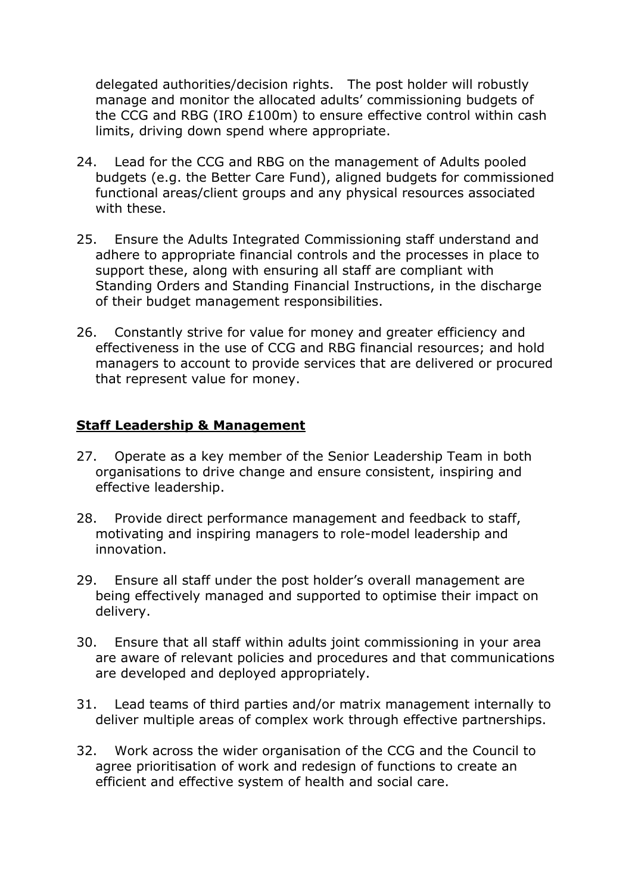delegated authorities/decision rights. The post holder will robustly manage and monitor the allocated adults' commissioning budgets of the CCG and RBG (IRO £100m) to ensure effective control within cash limits, driving down spend where appropriate.

24. Lead for the CCG and RBG on the management of Adults pooled budgets (e.g. the Better Care Fund), aligned budgets for commissioned functional areas/client groups and any physical resources associated with these.

25. Ensure the Adults Integrated Commissioning staff understand and adhere to appropriate financial controls and the processes in place to support these, along with ensuring all staff are compliant with Standing Orders and Standing Financial Instructions, in the discharge of their budget management responsibilities.

26. Constantly strive for value for money and greater efficiency and effectiveness in the use of CCG and RBG financial resources; and hold managers to account to provide services that are delivered or procured that represent value for money.

## Staff Leadership & Management

27. Operate as a key member of the Senior Leadership Team in both organisations to drive change and ensure consistent, inspiring and effective leadership.

28. Provide direct performance management and feedback to staff, motivating and inspiring managers to role-model leadership and innovation.

29. Ensure all staff under the post holder's overall management are being effectively managed and supported to optimise their impact on delivery.

30. Ensure that all staff within adults joint commissioning in your area are aware of relevant policies and procedures and that communications are developed and deployed appropriately.

31. Lead teams of third parties and/or matrix management internally to deliver multiple areas of complex work through effective partnerships.

32. Work across the wider organisation of the CCG and the Council to agree prioritisation of work and redesign of functions to create an efficient and effective system of health and social care.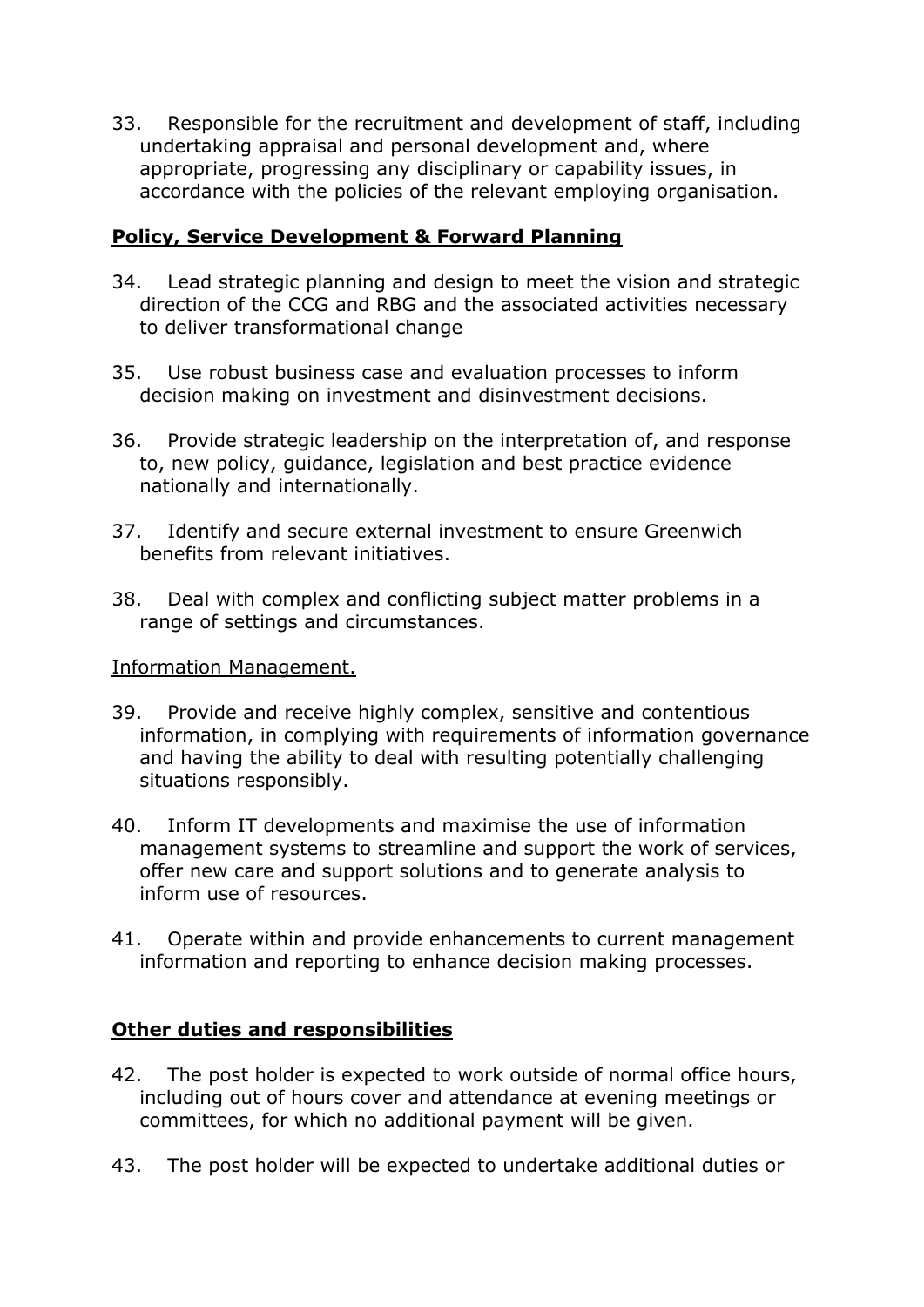33. Responsible for the recruitment and development of staff, including undertaking appraisal and personal development and, where appropriate, progressing any disciplinary or capability issues, in accordance with the policies of the relevant employing organisation.

**Policy, Service Development & Forward Planning**

34. Lead strategic planning and design to meet the vision and strategic direction of the CCG and RBG and the associated activities necessary to deliver transformational change

35. Use robust business case and evaluation processes to inform decision making on investment and disinvestment decisions.

36. Provide strategic leadership on the interpretation of, and response to, new policy, guidance, legislation and best practice evidence nationally and internationally.

37. Identify and secure external investment to ensure Greenwich benefits from relevant initiatives.

38. Deal with complex and conflicting subject matter problems in a range of settings and circumstances.

Information Management.

39. Provide and receive highly complex, sensitive and contentious information, in complying with requirements of information governance and having the ability to deal with resulting potentially challenging situations responsibly.

40. Inform IT developments and maximise the use of information management systems to streamline and support the work of services, offer new care and support solutions and to generate analysis to inform use of resources.

41. Operate within and provide enhancements to current management information and reporting to enhance decision making processes.

**Other duties and responsibilities**

42. The post holder is expected to work outside of normal office hours, including out of hours cover and attendance at evening meetings or committees, for which no additional payment will be given.

43. The post holder will be expected to undertake additional duties or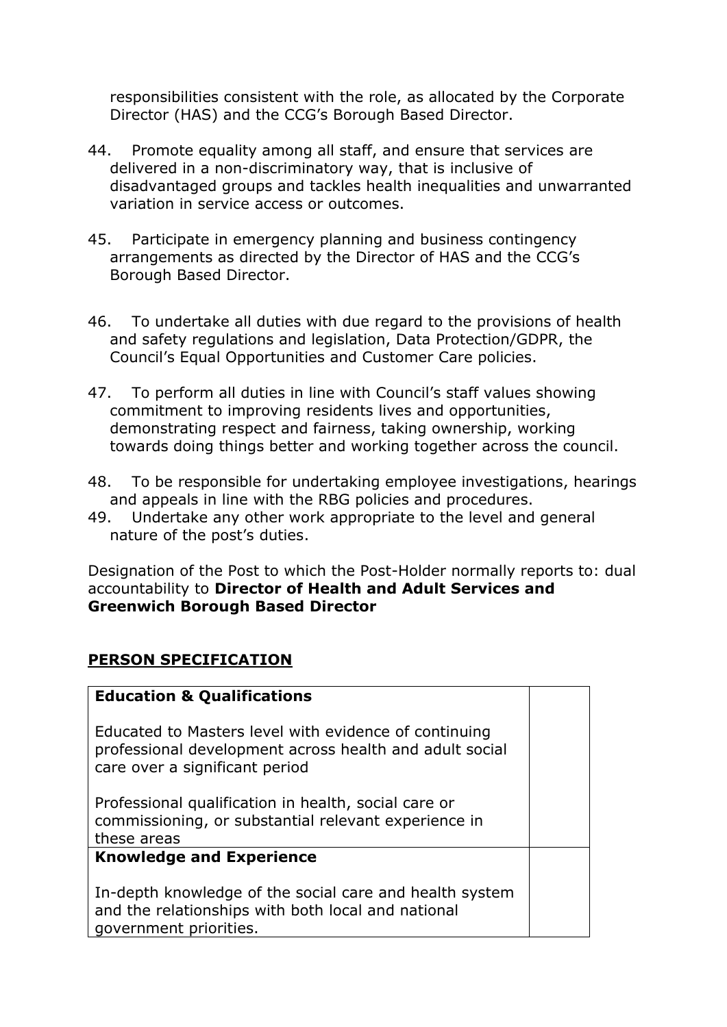responsibilities consistent with the role, as allocated by the Corporate Director (HAS) and the CCG's Borough Based Director.

44. Promote equality among all staff, and ensure that services are delivered in a non-discriminatory way, that is inclusive of disadvantaged groups and tackles health inequalities and unwarranted variation in service access or outcomes.

45. Participate in emergency planning and business contingency arrangements as directed by the Director of HAS and the CCG's Borough Based Director.

46. To undertake all duties with due regard to the provisions of health and safety regulations and legislation, Data Protection/GDPR, the Council's Equal Opportunities and Customer Care policies.

47. To perform all duties in line with Council's staff values showing commitment to improving residents lives and opportunities, demonstrating respect and fairness, taking ownership, working towards doing things better and working together across the council.

48. To be responsible for undertaking employee investigations, hearings and appeals in line with the RBG policies and procedures.

49. Undertake any other work appropriate to the level and general nature of the post's duties.

Designation of the Post to which the Post-Holder normally reports to: dual accountability to **Director of Health and Adult Services and Greenwich Borough Based Director**

## PERSON SPECIFICATION

| **Education & Qualifications** | |
|---|---|
| Educated to Masters level with evidence of continuing professional development across health and adult social care over a significant period<br><br>Professional qualification in health, social care or commissioning, or substantial relevant experience in these areas | |
| **Knowledge and Experience** | |
| In-depth knowledge of the social care and health system and the relationships with both local and national government priorities. | |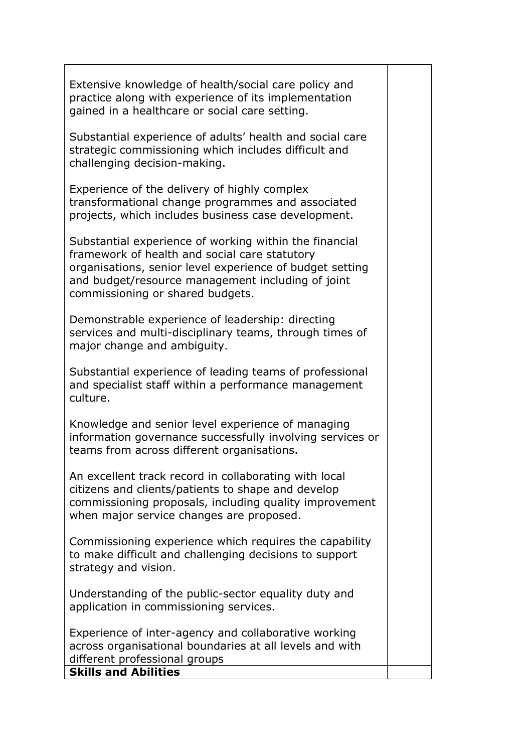| | |
|---|---|
| Extensive knowledge of health/social care policy and practice along with experience of its implementation gained in a healthcare or social care setting.<br><br>Substantial experience of adults' health and social care strategic commissioning which includes difficult and challenging decision-making.<br><br>Experience of the delivery of highly complex transformational change programmes and associated projects, which includes business case development.<br><br>Substantial experience of working within the financial framework of health and social care statutory organisations, senior level experience of budget setting and budget/resource management including of joint commissioning or shared budgets.<br><br>Demonstrable experience of leadership: directing services and multi-disciplinary teams, through times of major change and ambiguity.<br><br>Substantial experience of leading teams of professional and specialist staff within a performance management culture.<br><br>Knowledge and senior level experience of managing information governance successfully involving services or teams from across different organisations.<br><br>An excellent track record in collaborating with local citizens and clients/patients to shape and develop commissioning proposals, including quality improvement when major service changes are proposed.<br><br>Commissioning experience which requires the capability to make difficult and challenging decisions to support strategy and vision.<br><br>Understanding of the public-sector equality duty and application in commissioning services.<br><br>Experience of inter-agency and collaborative working across organisational boundaries at all levels and with different professional groups | |
| **Skills and Abilities** | |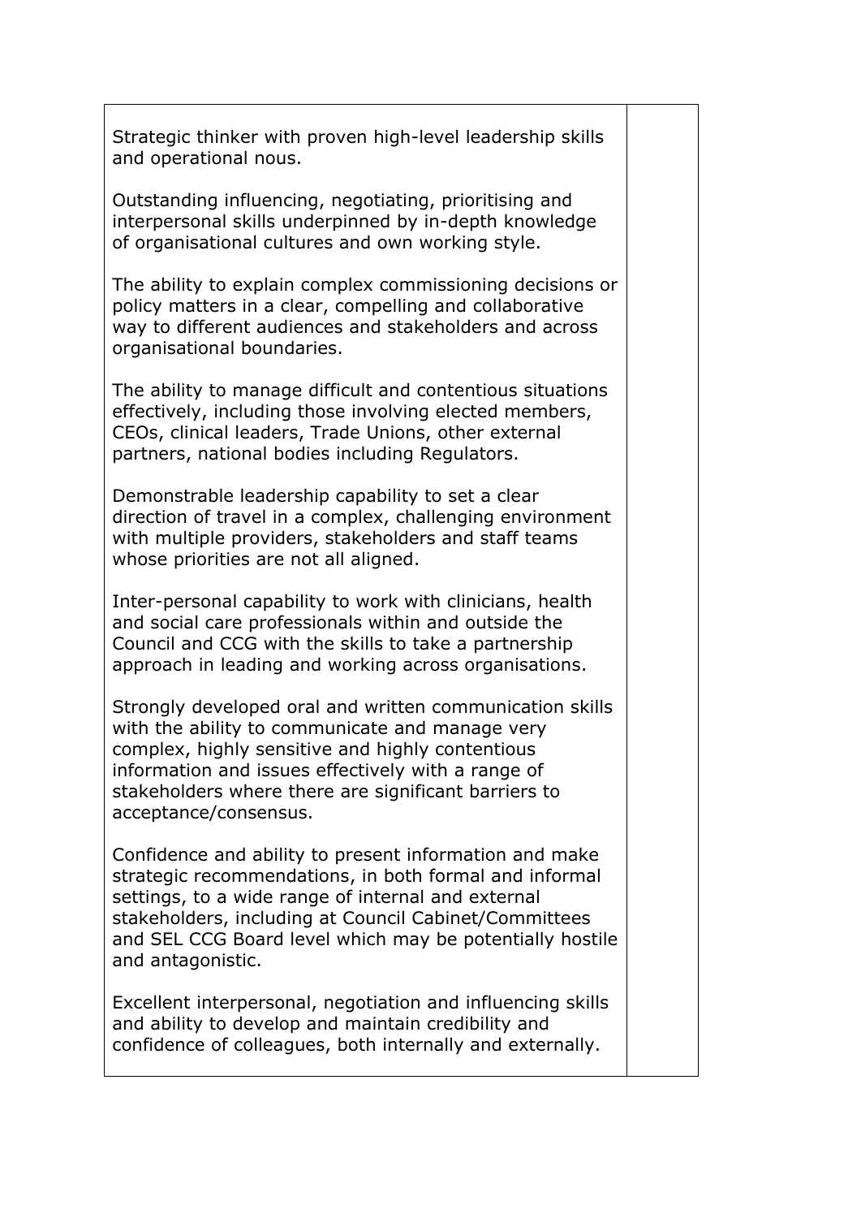| | |
|---|---|
| Strategic thinker with proven high-level leadership skills and operational nous.<br><br>Outstanding influencing, negotiating, prioritising and interpersonal skills underpinned by in-depth knowledge of organisational cultures and own working style.<br><br>The ability to explain complex commissioning decisions or policy matters in a clear, compelling and collaborative way to different audiences and stakeholders and across organisational boundaries.<br><br>The ability to manage difficult and contentious situations effectively, including those involving elected members, CEOs, clinical leaders, Trade Unions, other external partners, national bodies including Regulators.<br><br>Demonstrable leadership capability to set a clear direction of travel in a complex, challenging environment with multiple providers, stakeholders and staff teams whose priorities are not all aligned.<br><br>Inter-personal capability to work with clinicians, health and social care professionals within and outside the Council and CCG with the skills to take a partnership approach in leading and working across organisations.<br><br>Strongly developed oral and written communication skills with the ability to communicate and manage very complex, highly sensitive and highly contentious information and issues effectively with a range of stakeholders where there are significant barriers to acceptance/consensus.<br><br>Confidence and ability to present information and make strategic recommendations, in both formal and informal settings, to a wide range of internal and external stakeholders, including at Council Cabinet/Committees and SEL CCG Board level which may be potentially hostile and antagonistic.<br><br>Excellent interpersonal, negotiation and influencing skills and ability to develop and maintain credibility and confidence of colleagues, both internally and externally. | |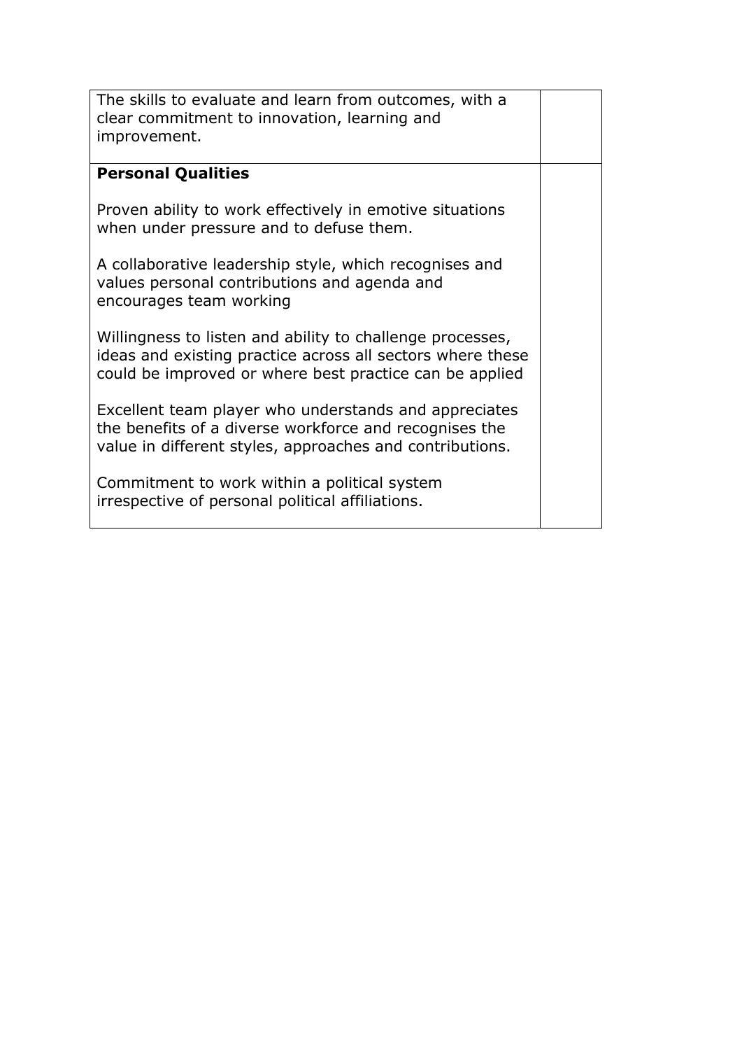| | |
|---|---|
| The skills to evaluate and learn from outcomes, with a clear commitment to innovation, learning and improvement. | |
| **Personal Qualities**<br><br>Proven ability to work effectively in emotive situations when under pressure and to defuse them.<br><br>A collaborative leadership style, which recognises and values personal contributions and agenda and encourages team working<br><br>Willingness to listen and ability to challenge processes, ideas and existing practice across all sectors where these could be improved or where best practice can be applied<br><br>Excellent team player who understands and appreciates the benefits of a diverse workforce and recognises the value in different styles, approaches and contributions.<br><br>Commitment to work within a political system irrespective of personal political affiliations. | |